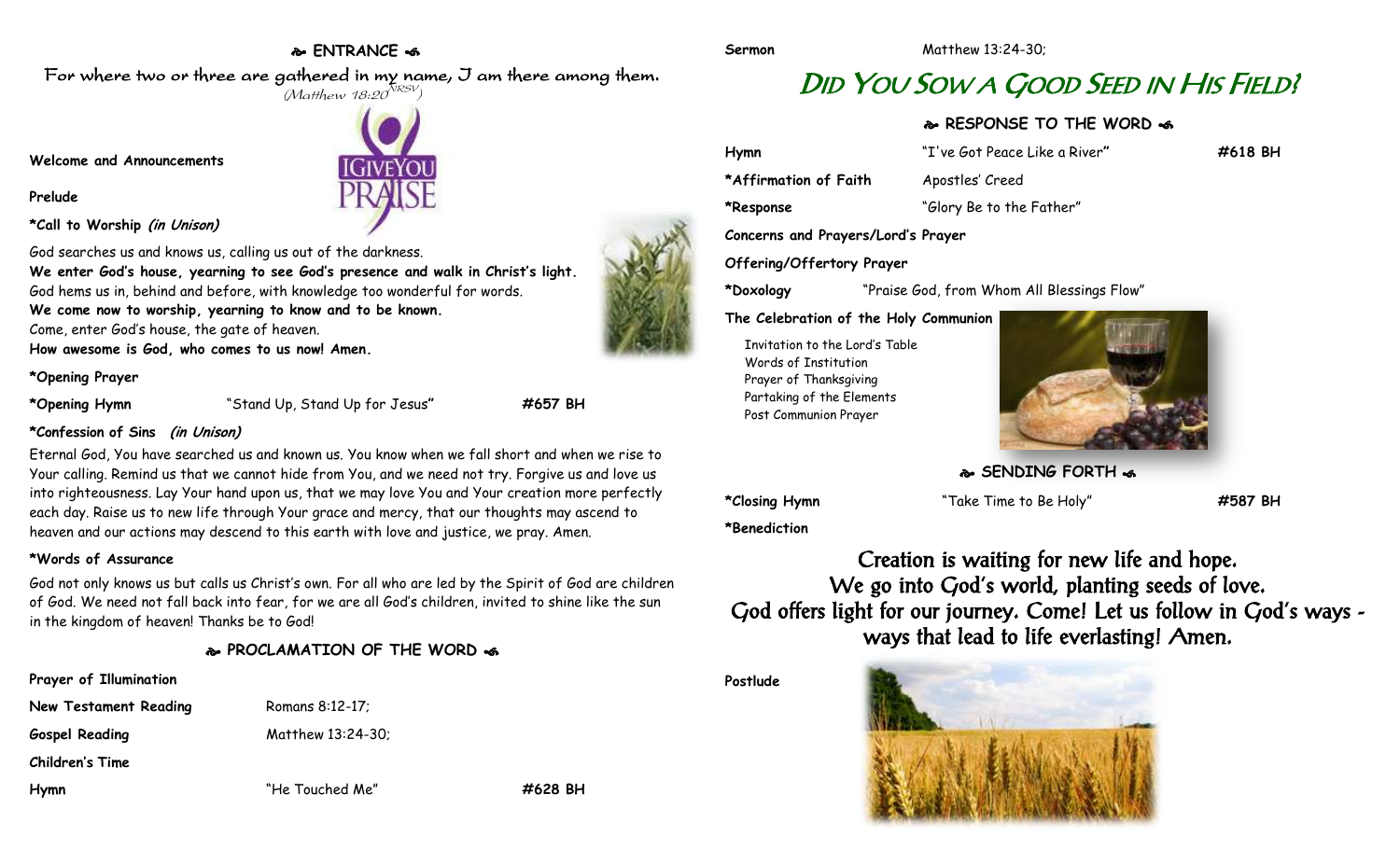## ENTRANCE

*For where two or three are gathered in my name, I am there among them.*
*(Matthew 18:20 NRSV)*

**Welcome and Announcements**

**Prelude**

**\*Call to Worship *(in Unison)***

God searches us and knows us, calling us out of the darkness.
**We enter God's house, yearning to see God's presence and walk in Christ's light.**
God hems us in, behind and before, with knowledge too wonderful for words.
**We come now to worship, yearning to know and to be known.**
Come, enter God's house, the gate of heaven.
**How awesome is God, who comes to us now! Amen.**

**\*Opening Prayer**

**\*Opening Hymn** "Stand Up, Stand Up for Jesus" **#657 BH**

**\*Confession of Sins *(in Unison)***

Eternal God, You have searched us and known us. You know when we fall short and when we rise to Your calling. Remind us that we cannot hide from You, and we need not try. Forgive us and love us into righteousness. Lay Your hand upon us, that we may love You and Your creation more perfectly each day. Raise us to new life through Your grace and mercy, that our thoughts may ascend to heaven and our actions may descend to this earth with love and justice, we pray. Amen.

**\*Words of Assurance**

God not only knows us but calls us Christ's own. For all who are led by the Spirit of God are children of God. We need not fall back into fear, for we are all God's children, invited to shine like the sun in the kingdom of heaven! Thanks be to God!

## PROCLAMATION OF THE WORD

**Prayer of Illumination**

**New Testament Reading** Romans 8:12-17;

**Gospel Reading** Matthew 13:24-30;

**Children's Time**

**Hymn** "He Touched Me" **#628 BH**

**Sermon** Matthew 13:24-30;

# DID YOU SOW A GOOD SEED IN HIS FIELD?

## RESPONSE TO THE WORD

**Hymn** "I've Got Peace Like a River" **#618 BH**

**\*Affirmation of Faith** Apostles' Creed

**\*Response** "Glory Be to the Father"

**Concerns and Prayers/Lord's Prayer**

**Offering/Offertory Prayer**

**\*Doxology** "Praise God, from Whom All Blessings Flow"

**The Celebration of the Holy Communion**

Invitation to the Lord's Table
Words of Institution
Prayer of Thanksgiving
Partaking of the Elements
Post Communion Prayer

## SENDING FORTH

**\*Closing Hymn** "Take Time to Be Holy" **#587 BH**

**\*Benediction**

Creation is waiting for new life and hope.
We go into God's world, planting seeds of love.
God offers light for our journey. Come! Let us follow in God's ways - ways that lead to life everlasting! Amen.

**Postlude**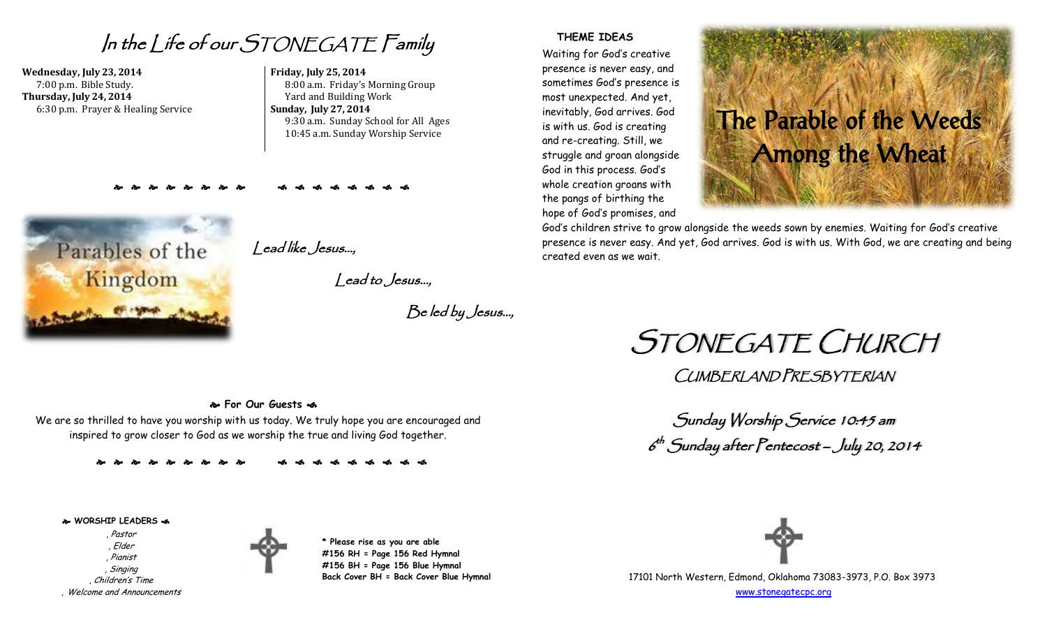# In the Life of our STONEGATE Family

**Wednesday, July 23, 2014**
7:00 p.m. Bible Study.
**Thursday, July 24, 2014**
6:30 p.m. Prayer & Healing Service

**Friday, July 25, 2014**
8:00 a.m. Friday's Morning Group
Yard and Building Work
**Sunday, July 27, 2014**
9:30 a.m. Sunday School for All Ages
10:45 a.m. Sunday Worship Service

Parables of the Kingdom

*Lead like Jesus...,*

*Lead to Jesus...,*

*Be led by Jesus...,*

**For Our Guests**

We are so thrilled to have you worship with us today. We truly hope you are encouraged and inspired to grow closer to God as we worship the true and living God together.

**WORSHIP LEADERS**

*, Pastor*
*, Elder*
*, Pianist*
*, Singing*
*, Children's Time*
*, Welcome and Announcements*

**\* Please rise as you are able**
**#156 RH = Page 156 Red Hymnal**
**#156 BH = Page 156 Blue Hymnal**
**Back Cover BH = Back Cover Blue Hymnal**

**THEME IDEAS**

Waiting for God's creative presence is never easy, and sometimes God's presence is most unexpected. And yet, inevitably, God arrives. God is with us. God is creating and re-creating. Still, we struggle and groan alongside God in this process. God's whole creation groans with the pangs of birthing the hope of God's promises, and God's children strive to grow alongside the weeds sown by enemies. Waiting for God's creative presence is never easy. And yet, God arrives. God is with us. With God, we are creating and being created even as we wait.

The Parable of the Weeds Among the Wheat

# STONEGATE CHURCH

## CUMBERLAND PRESBYTERIAN

Sunday Worship Service 10:45 am

6th Sunday after Pentecost – July 20, 2014

17101 North Western, Edmond, Oklahoma 73083-3973, P.O. Box 3973
www.stonegatecpc.org